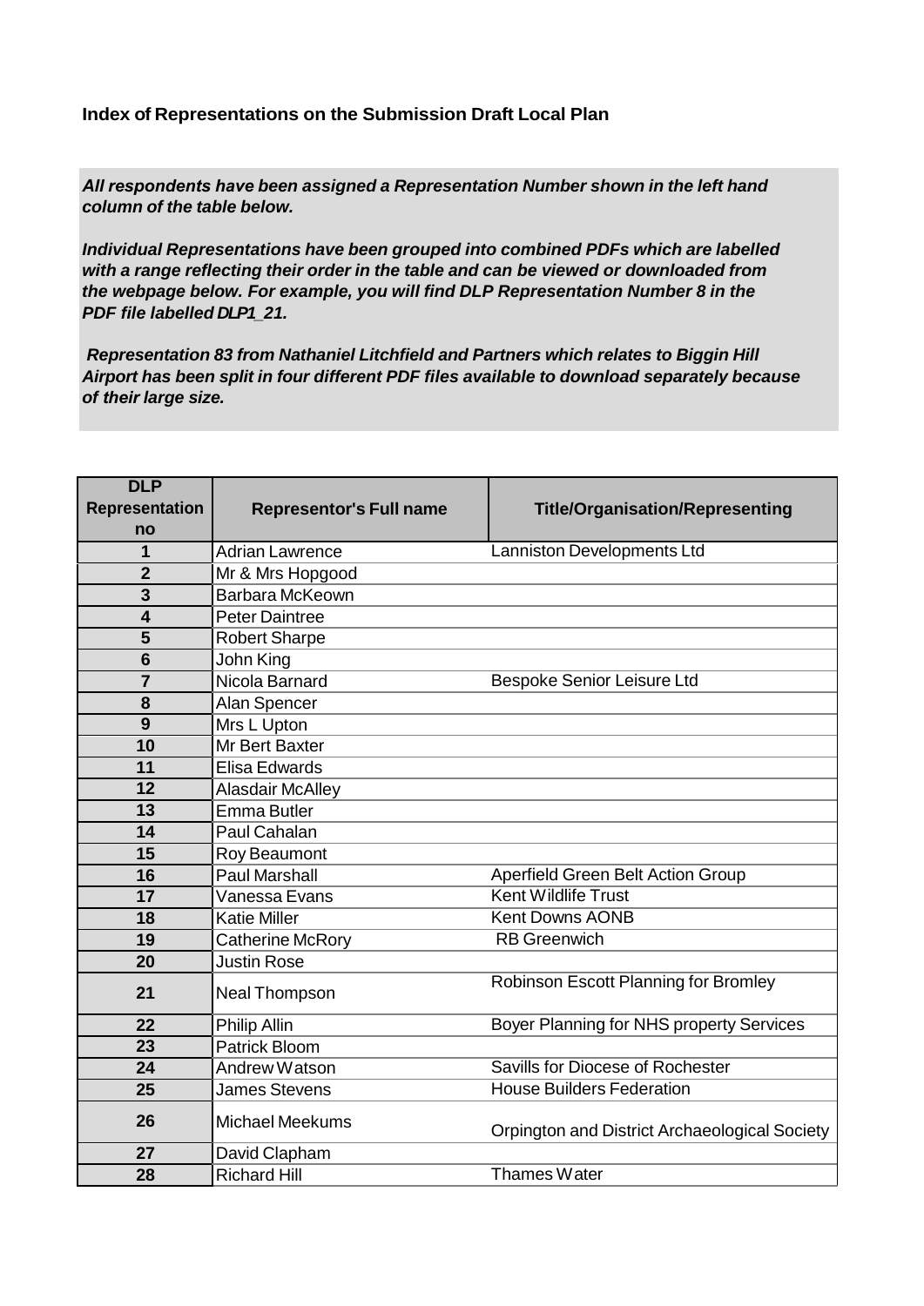**Index of Representations on the Submission Draft Local Plan**

***All respondents have been assigned a Representation Number shown in the left hand column of the table below.***

***Individual Representations have been grouped into combined PDFs which are labelled with a range reflecting their order in the table and can be viewed or downloaded from the webpage below. For example, you will find DLP Representation Number 8 in the PDF file labelled DLP1_21.***

***Representation 83 from Nathaniel Litchfield and Partners which relates to Biggin Hill Airport has been split in four different PDF files available to download separately because of their large size.***

| DLP Representation no | Representor's Full name | Title/Organisation/Representing |
|---|---|---|
| 1 | Adrian Lawrence | Lanniston Developments Ltd |
| 2 | Mr & Mrs Hopgood | |
| 3 | Barbara McKeown | |
| 4 | Peter Daintree | |
| 5 | Robert Sharpe | |
| 6 | John King | |
| 7 | Nicola Barnard | Bespoke Senior Leisure Ltd |
| 8 | Alan Spencer | |
| 9 | Mrs L Upton | |
| 10 | Mr Bert Baxter | |
| 11 | Elisa Edwards | |
| 12 | Alasdair McAlley | |
| 13 | Emma Butler | |
| 14 | Paul Cahalan | |
| 15 | Roy Beaumont | |
| 16 | Paul Marshall | Aperfield Green Belt Action Group |
| 17 | Vanessa Evans | Kent Wildlife Trust |
| 18 | Katie Miller | Kent Downs AONB |
| 19 | Catherine McRory | RB Greenwich |
| 20 | Justin Rose | |
| 21 | Neal Thompson | Robinson Escott Planning for Bromley |
| 22 | Philip Allin | Boyer Planning for NHS property Services |
| 23 | Patrick Bloom | |
| 24 | Andrew Watson | Savills for Diocese of Rochester |
| 25 | James Stevens | House Builders Federation |
| 26 | Michael Meekums | Orpington and District Archaeological Society |
| 27 | David Clapham | |
| 28 | Richard Hill | Thames Water |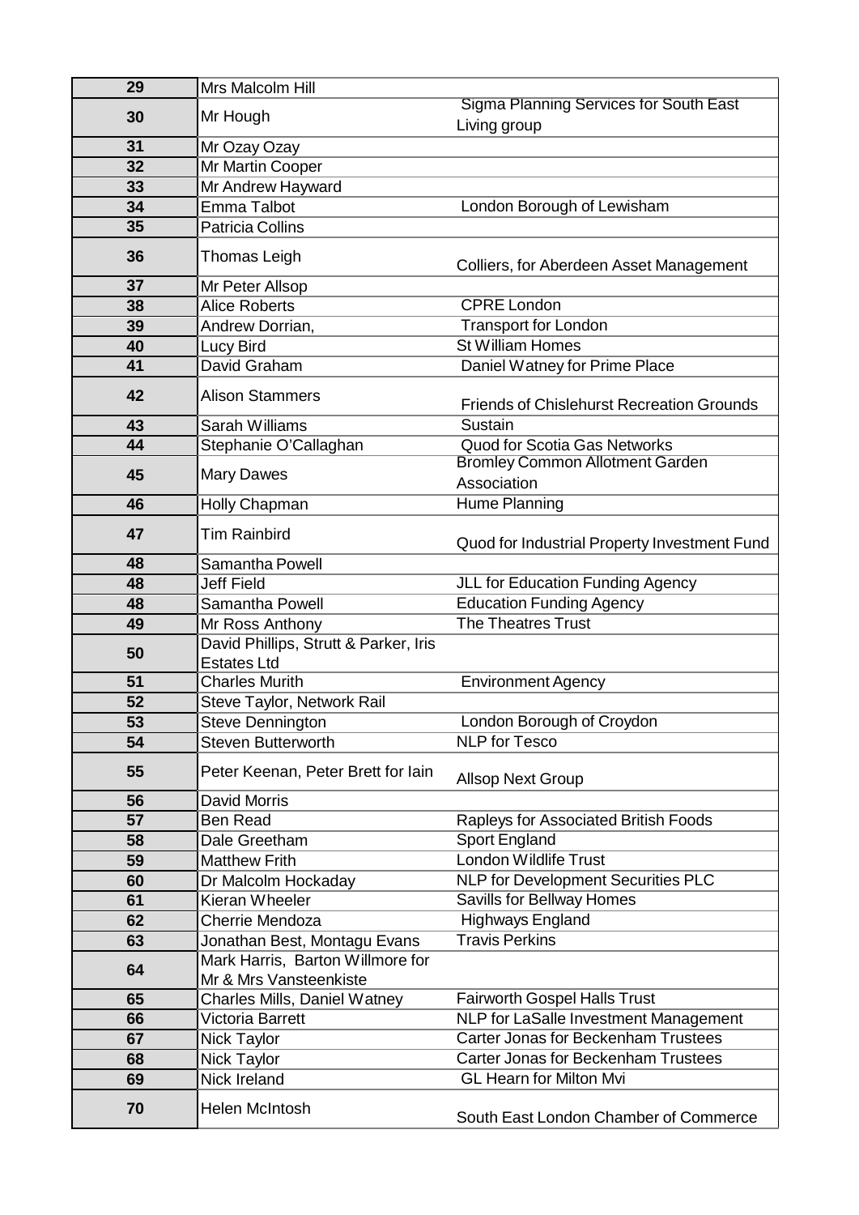| 29 | Mrs Malcolm Hill | |
|---|---|---|
| 30 | Mr Hough | Sigma Planning Services for South East Living group |
| 31 | Mr Ozay Ozay | |
| 32 | Mr Martin Cooper | |
| 33 | Mr Andrew Hayward | |
| 34 | Emma Talbot | London Borough of Lewisham |
| 35 | Patricia Collins | |
| 36 | Thomas Leigh | Colliers, for Aberdeen Asset Management |
| 37 | Mr Peter Allsop | |
| 38 | Alice Roberts | CPRE London |
| 39 | Andrew Dorrian, | Transport for London |
| 40 | Lucy Bird | St William Homes |
| 41 | David Graham | Daniel Watney for Prime Place |
| 42 | Alison Stammers | Friends of Chislehurst Recreation Grounds |
| 43 | Sarah Williams | Sustain |
| 44 | Stephanie O'Callaghan | Quod for Scotia Gas Networks |
| 45 | Mary Dawes | Bromley Common Allotment Garden Association |
| 46 | Holly Chapman | Hume Planning |
| 47 | Tim Rainbird | Quod for Industrial Property Investment Fund |
| 48 | Samantha Powell | |
| 48 | Jeff Field | JLL for Education Funding Agency |
| 48 | Samantha Powell | Education Funding Agency |
| 49 | Mr Ross Anthony | The Theatres Trust |
| 50 | David Phillips, Strutt & Parker, Iris Estates Ltd | |
| 51 | Charles Murith | Environment Agency |
| 52 | Steve Taylor, Network Rail | |
| 53 | Steve Dennington | London Borough of Croydon |
| 54 | Steven Butterworth | NLP for Tesco |
| 55 | Peter Keenan, Peter Brett for Iain | Allsop Next Group |
| 56 | David Morris | |
| 57 | Ben Read | Rapleys for Associated British Foods |
| 58 | Dale Greetham | Sport England |
| 59 | Matthew Frith | London Wildlife Trust |
| 60 | Dr Malcolm Hockaday | NLP for Development Securities PLC |
| 61 | Kieran Wheeler | Savills for Bellway Homes |
| 62 | Cherrie Mendoza | Highways England |
| 63 | Jonathan Best, Montagu Evans | Travis Perkins |
| 64 | Mark Harris, Barton Willmore for Mr & Mrs Vansteenkiste | |
| 65 | Charles Mills, Daniel Watney | Fairworth Gospel Halls Trust |
| 66 | Victoria Barrett | NLP for LaSalle Investment Management |
| 67 | Nick Taylor | Carter Jonas for Beckenham Trustees |
| 68 | Nick Taylor | Carter Jonas for Beckenham Trustees |
| 69 | Nick Ireland | GL Hearn for Milton Mvi |
| 70 | Helen McIntosh | South East London Chamber of Commerce |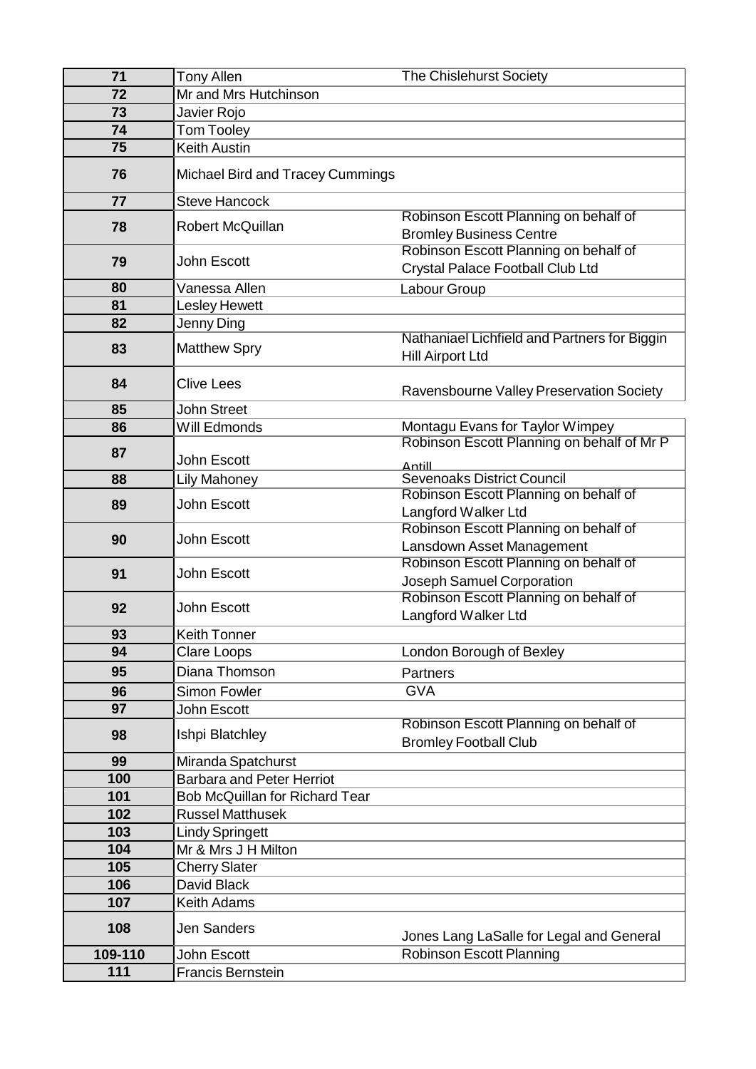| | | |
|---|---|---|
| 71 | Tony Allen | The Chislehurst Society |
| 72 | Mr and Mrs Hutchinson | |
| 73 | Javier Rojo | |
| 74 | Tom Tooley | |
| 75 | Keith Austin | |
| 76 | Michael Bird and Tracey Cummings | |
| 77 | Steve Hancock | |
| 78 | Robert McQuillan | Robinson Escott Planning on behalf of Bromley Business Centre |
| 79 | John Escott | Robinson Escott Planning on behalf of Crystal Palace Football Club Ltd |
| 80 | Vanessa Allen | Labour Group |
| 81 | Lesley Hewett | |
| 82 | Jenny Ding | |
| 83 | Matthew Spry | Nathaniael Lichfield and Partners for Biggin Hill Airport Ltd |
| 84 | Clive Lees | Ravensbourne Valley Preservation Society |
| 85 | John Street | |
| 86 | Will Edmonds | Montagu Evans for Taylor Wimpey |
| 87 | John Escott | Robinson Escott Planning on behalf of Mr P Antill |
| 88 | Lily Mahoney | Sevenoaks District Council |
| 89 | John Escott | Robinson Escott Planning on behalf of Langford Walker Ltd |
| 90 | John Escott | Robinson Escott Planning on behalf of Lansdown Asset Management |
| 91 | John Escott | Robinson Escott Planning on behalf of Joseph Samuel Corporation |
| 92 | John Escott | Robinson Escott Planning on behalf of Langford Walker Ltd |
| 93 | Keith Tonner | |
| 94 | Clare Loops | London Borough of Bexley |
| 95 | Diana Thomson | Partners |
| 96 | Simon Fowler | GVA |
| 97 | John Escott | |
| 98 | Ishpi Blatchley | Robinson Escott Planning on behalf of Bromley Football Club |
| 99 | Miranda Spatchurst | |
| 100 | Barbara and Peter Herriot | |
| 101 | Bob McQuillan for Richard Tear | |
| 102 | Russel Matthusek | |
| 103 | Lindy Springett | |
| 104 | Mr & Mrs J H Milton | |
| 105 | Cherry Slater | |
| 106 | David Black | |
| 107 | Keith Adams | |
| 108 | Jen Sanders | Jones Lang LaSalle for Legal and General |
| 109-110 | John Escott | Robinson Escott Planning |
| 111 | Francis Bernstein | |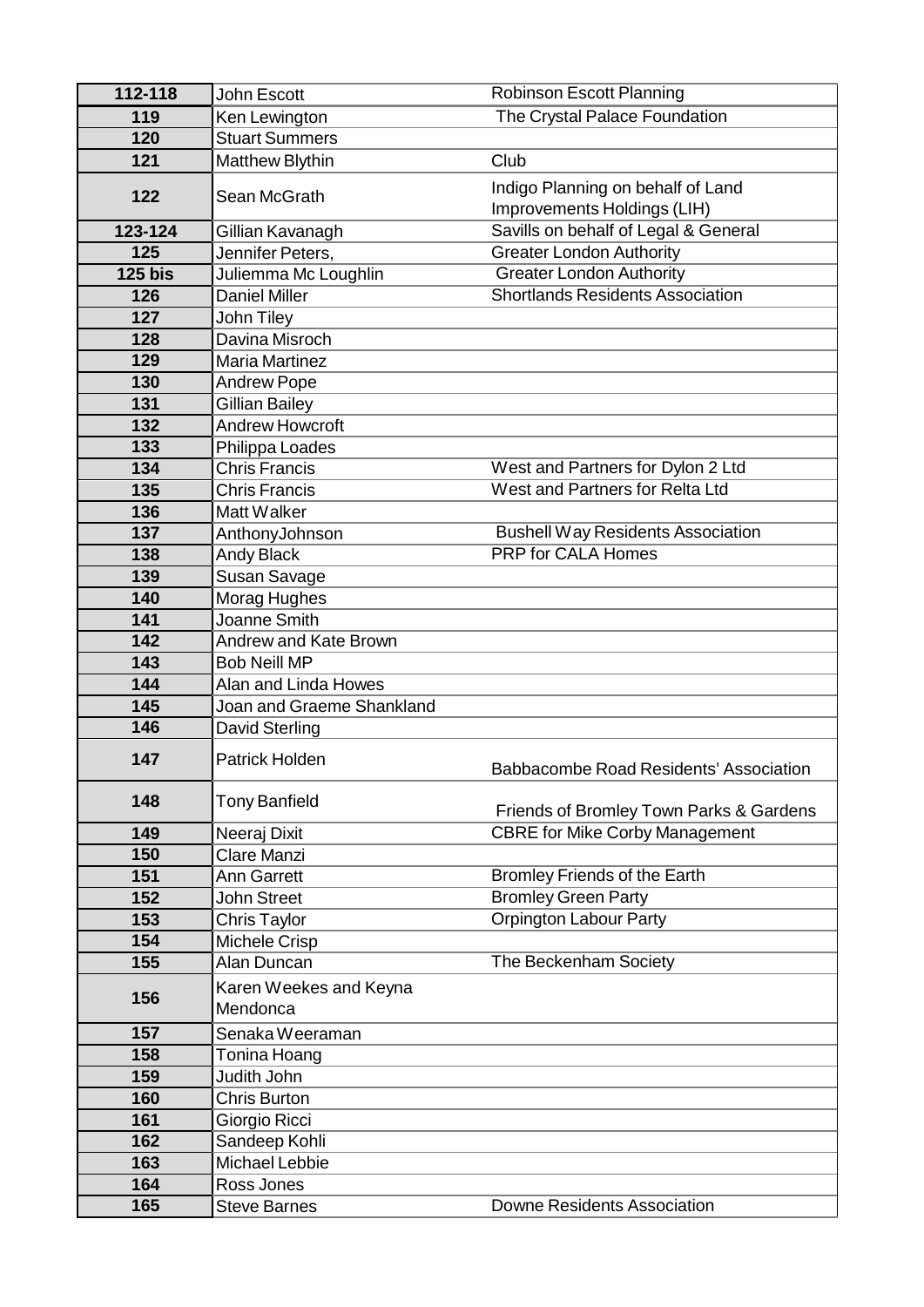| 112-118 | John Escott | Robinson Escott Planning |
|---|---|---|
| 119 | Ken Lewington | The Crystal Palace Foundation |
| 120 | Stuart Summers | |
| 121 | Matthew Blythin | Club |
| 122 | Sean McGrath | Indigo Planning on behalf of Land Improvements Holdings (LIH) |
| 123-124 | Gillian Kavanagh | Savills on behalf of Legal & General |
| 125 | Jennifer Peters, | Greater London Authority |
| 125 bis | Juliemma Mc Loughlin | Greater London Authority |
| 126 | Daniel Miller | Shortlands Residents Association |
| 127 | John Tiley | |
| 128 | Davina Misroch | |
| 129 | Maria Martinez | |
| 130 | Andrew Pope | |
| 131 | Gillian Bailey | |
| 132 | Andrew Howcroft | |
| 133 | Philippa Loades | |
| 134 | Chris Francis | West and Partners for Dylon 2 Ltd |
| 135 | Chris Francis | West and Partners for Relta Ltd |
| 136 | Matt Walker | |
| 137 | AnthonyJohnson | Bushell Way Residents Association |
| 138 | Andy Black | PRP for CALA Homes |
| 139 | Susan Savage | |
| 140 | Morag Hughes | |
| 141 | Joanne Smith | |
| 142 | Andrew and Kate Brown | |
| 143 | Bob Neill MP | |
| 144 | Alan and Linda Howes | |
| 145 | Joan and Graeme Shankland | |
| 146 | David Sterling | |
| 147 | Patrick Holden | Babbacombe Road Residents' Association |
| 148 | Tony Banfield | Friends of Bromley Town Parks & Gardens |
| 149 | Neeraj Dixit | CBRE for Mike Corby Management |
| 150 | Clare Manzi | |
| 151 | Ann Garrett | Bromley Friends of the Earth |
| 152 | John Street | Bromley Green Party |
| 153 | Chris Taylor | Orpington Labour Party |
| 154 | Michele Crisp | |
| 155 | Alan Duncan | The Beckenham Society |
| 156 | Karen Weekes and Keyna Mendonca | |
| 157 | Senaka Weeraman | |
| 158 | Tonina Hoang | |
| 159 | Judith John | |
| 160 | Chris Burton | |
| 161 | Giorgio Ricci | |
| 162 | Sandeep Kohli | |
| 163 | Michael Lebbie | |
| 164 | Ross Jones | |
| 165 | Steve Barnes | Downe Residents Association |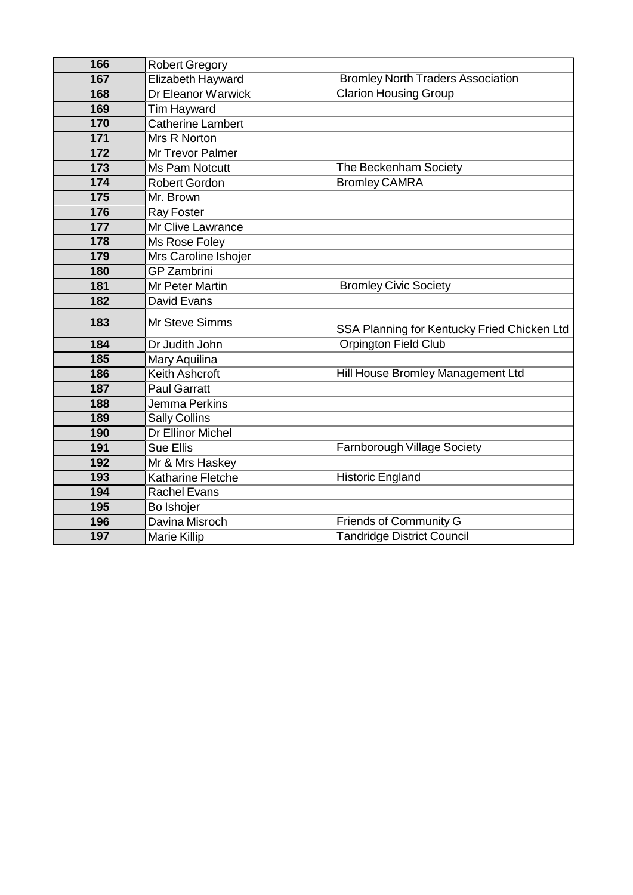| | | |
|---|---|---|
| 166 | Robert Gregory | |
| 167 | Elizabeth Hayward | Bromley North Traders Association |
| 168 | Dr Eleanor Warwick | Clarion Housing Group |
| 169 | Tim Hayward | |
| 170 | Catherine Lambert | |
| 171 | Mrs R Norton | |
| 172 | Mr Trevor Palmer | |
| 173 | Ms Pam Notcutt | The Beckenham Society |
| 174 | Robert Gordon | Bromley CAMRA |
| 175 | Mr. Brown | |
| 176 | Ray Foster | |
| 177 | Mr Clive Lawrance | |
| 178 | Ms Rose Foley | |
| 179 | Mrs Caroline Ishojer | |
| 180 | GP Zambrini | |
| 181 | Mr Peter Martin | Bromley Civic Society |
| 182 | David Evans | |
| 183 | Mr Steve Simms | SSA Planning for Kentucky Fried Chicken Ltd |
| 184 | Dr Judith John | Orpington Field Club |
| 185 | Mary Aquilina | |
| 186 | Keith Ashcroft | Hill House Bromley Management Ltd |
| 187 | Paul Garratt | |
| 188 | Jemma Perkins | |
| 189 | Sally Collins | |
| 190 | Dr Ellinor Michel | |
| 191 | Sue Ellis | Farnborough Village Society |
| 192 | Mr & Mrs Haskey | |
| 193 | Katharine Fletche | Historic England |
| 194 | Rachel Evans | |
| 195 | Bo Ishojer | |
| 196 | Davina Misroch | Friends of Community G |
| 197 | Marie Killip | Tandridge District Council |